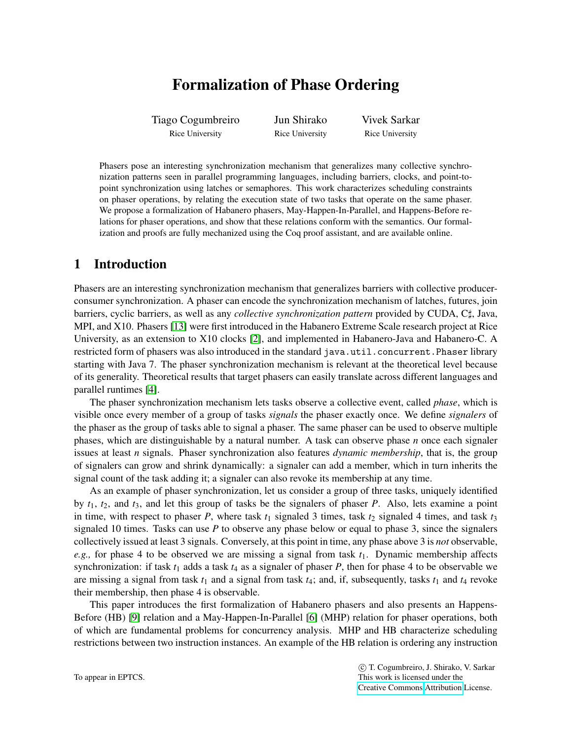# Formalization of Phase Ordering

Tiago Cogumbreiro
Rice University

Jun Shirako
Rice University

Vivek Sarkar
Rice University

Phasers pose an interesting synchronization mechanism that generalizes many collective synchronization patterns seen in parallel programming languages, including barriers, clocks, and point-to-point synchronization using latches or semaphores. This work characterizes scheduling constraints on phaser operations, by relating the execution state of two tasks that operate on the same phaser. We propose a formalization of Habanero phasers, May-Happen-In-Parallel, and Happens-Before relations for phaser operations, and show that these relations conform with the semantics. Our formalization and proofs are fully mechanized using the Coq proof assistant, and are available online.

## 1 Introduction

Phasers are an interesting synchronization mechanism that generalizes barriers with collective producer-consumer synchronization. A phaser can encode the synchronization mechanism of latches, futures, join barriers, cyclic barriers, as well as any *collective synchronization pattern* provided by CUDA, C♯, Java, MPI, and X10. Phasers [13] were first introduced in the Habanero Extreme Scale research project at Rice University, as an extension to X10 clocks [2], and implemented in Habanero-Java and Habanero-C. A restricted form of phasers was also introduced in the standard `java.util.concurrent.Phaser` library starting with Java 7. The phaser synchronization mechanism is relevant at the theoretical level because of its generality. Theoretical results that target phasers can easily translate across different languages and parallel runtimes [4].

The phaser synchronization mechanism lets tasks observe a collective event, called *phase*, which is visible once every member of a group of tasks *signals* the phaser exactly once. We define *signalers* of the phaser as the group of tasks able to signal a phaser. The same phaser can be used to observe multiple phases, which are distinguishable by a natural number. A task can observe phase $n$ once each signaler issues at least $n$ signals. Phaser synchronization also features *dynamic membership*, that is, the group of signalers can grow and shrink dynamically: a signaler can add a member, which in turn inherits the signal count of the task adding it; a signaler can also revoke its membership at any time.

As an example of phaser synchronization, let us consider a group of three tasks, uniquely identified by $t_1$, $t_2$, and $t_3$, and let this group of tasks be the signalers of phaser $P$. Also, lets examine a point in time, with respect to phaser $P$, where task $t_1$ signaled 3 times, task $t_2$ signaled 4 times, and task $t_3$ signaled 10 times. Tasks can use $P$ to observe any phase below or equal to phase 3, since the signalers collectively issued at least 3 signals. Conversely, at this point in time, any phase above 3 is *not* observable, *e.g.,* for phase 4 to be observed we are missing a signal from task $t_1$. Dynamic membership affects synchronization: if task $t_1$ adds a task $t_4$ as a signaler of phaser $P$, then for phase 4 to be observable we are missing a signal from task $t_1$ and a signal from task $t_4$; and, if, subsequently, tasks $t_1$ and $t_4$ revoke their membership, then phase 4 is observable.

This paper introduces the first formalization of Habanero phasers and also presents an Happens-Before (HB) [9] relation and a May-Happen-In-Parallel [6] (MHP) relation for phaser operations, both of which are fundamental problems for concurrency analysis. MHP and HB characterize scheduling restrictions between two instruction instances. An example of the HB relation is ordering any instruction

To appear in EPTCS.

© T. Cogumbreiro, J. Shirako, V. Sarkar
This work is licensed under the
Creative Commons Attribution License.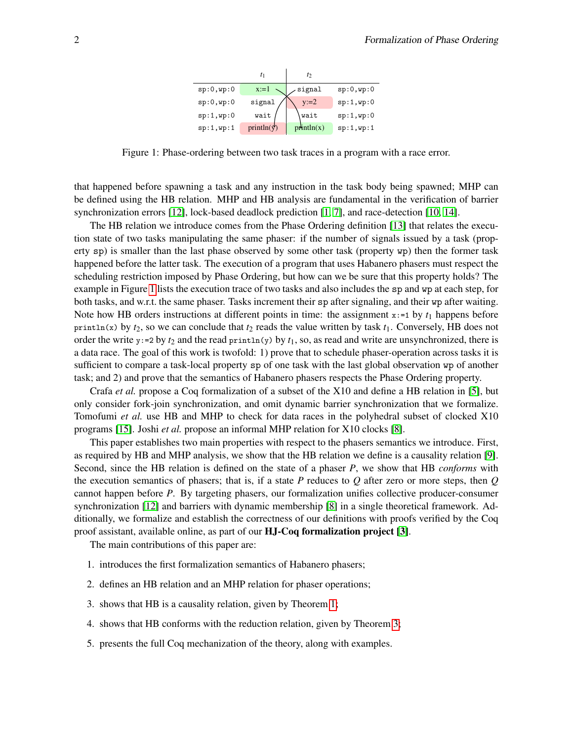| | $t_1$ | $t_2$ | |
|---|---|---|---|
| sp:0,wp:0 | x:=1 | signal | sp:0,wp:0 |
| sp:0,wp:0 | signal | y:=2 | sp:1,wp:0 |
| sp:1,wp:0 | wait | wait | sp:1,wp:0 |
| sp:1,wp:1 | println(y) | println(x) | sp:1,wp:1 |

Figure 1: Phase-ordering between two task traces in a program with a race error.

that happened before spawning a task and any instruction in the task body being spawned; MHP can be defined using the HB relation. MHP and HB analysis are fundamental in the verification of barrier synchronization errors [12], lock-based deadlock prediction [1, 7], and race-detection [10, 14].

The HB relation we introduce comes from the Phase Ordering definition [13] that relates the execution state of two tasks manipulating the same phaser: if the number of signals issued by a task (property `sp`) is smaller than the last phase observed by some other task (property `wp`) then the former task happened before the latter task. The execution of a program that uses Habanero phasers must respect the scheduling restriction imposed by Phase Ordering, but how can we be sure that this property holds? The example in Figure 1 lists the execution trace of two tasks and also includes the `sp` and `wp` at each step, for both tasks, and w.r.t. the same phaser. Tasks increment their `sp` after signaling, and their `wp` after waiting. Note how HB orders instructions at different points in time: the assignment `x:=1` by $t_1$ happens before `println(x)` by $t_2$, so we can conclude that $t_2$ reads the value written by task $t_1$. Conversely, HB does not order the write `y:=2` by $t_2$ and the read `println(y)` by $t_1$, so, as read and write are unsynchronized, there is a data race. The goal of this work is twofold: 1) prove that to schedule phaser-operation across tasks it is sufficient to compare a task-local property `sp` of one task with the last global observation `wp` of another task; and 2) and prove that the semantics of Habanero phasers respects the Phase Ordering property.

Crafa *et al.* propose a Coq formalization of a subset of the X10 and define a HB relation in [5], but only consider fork-join synchronization, and omit dynamic barrier synchronization that we formalize. Tomofumi *et al.* use HB and MHP to check for data races in the polyhedral subset of clocked X10 programs [15]. Joshi *et al.* propose an informal MHP relation for X10 clocks [8].

This paper establishes two main properties with respect to the phasers semantics we introduce. First, as required by HB and MHP analysis, we show that the HB relation we define is a causality relation [9]. Second, since the HB relation is defined on the state of a phaser $P$, we show that HB *conforms* with the execution semantics of phasers; that is, if a state $P$ reduces to $Q$ after zero or more steps, then $Q$ cannot happen before $P$. By targeting phasers, our formalization unifies collective producer-consumer synchronization [12] and barriers with dynamic membership [8] in a single theoretical framework. Additionally, we formalize and establish the correctness of our definitions with proofs verified by the Coq proof assistant, available online, as part of our **HJ-Coq formalization project [3]**.

The main contributions of this paper are:

1. introduces the first formalization semantics of Habanero phasers;
2. defines an HB relation and an MHP relation for phaser operations;
3. shows that HB is a causality relation, given by Theorem 1;
4. shows that HB conforms with the reduction relation, given by Theorem 3;
5. presents the full Coq mechanization of the theory, along with examples.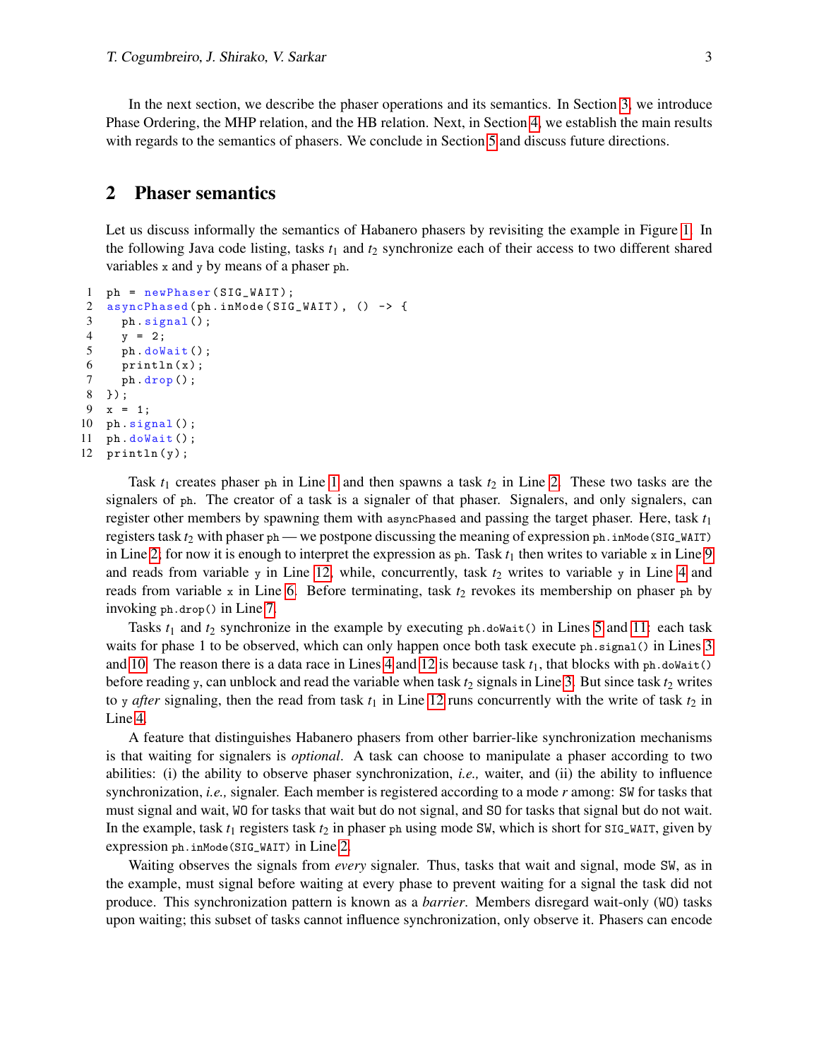In the next section, we describe the phaser operations and its semantics. In Section 3, we introduce Phase Ordering, the MHP relation, and the HB relation. Next, in Section 4, we establish the main results with regards to the semantics of phasers. We conclude in Section 5 and discuss future directions.

## 2 Phaser semantics

Let us discuss informally the semantics of Habanero phasers by revisiting the example in Figure 1. In the following Java code listing, tasks $t_1$ and $t_2$ synchronize each of their access to two different shared variables `x` and `y` by means of a phaser `ph`.

```
 1  ph = newPhaser(SIG_WAIT);
 2  asyncPhased(ph.inMode(SIG_WAIT), () -> {
 3    ph.signal();
 4    y = 2;
 5    ph.doWait();
 6    println(x);
 7    ph.drop();
 8  });
 9  x = 1;
10  ph.signal();
11  ph.doWait();
12  println(y);
```

Task $t_1$ creates phaser `ph` in Line 1 and then spawns a task $t_2$ in Line 2. These two tasks are the signalers of `ph`. The creator of a task is a signaler of that phaser. Signalers, and only signalers, can register other members by spawning them with `asyncPhased` and passing the target phaser. Here, task $t_1$ registers task $t_2$ with phaser `ph` — we postpone discussing the meaning of expression `ph.inMode(SIG_WAIT)` in Line 2; for now it is enough to interpret the expression as `ph`. Task $t_1$ then writes to variable `x` in Line 9 and reads from variable `y` in Line 12, while, concurrently, task $t_2$ writes to variable `y` in Line 4 and reads from variable `x` in Line 6. Before terminating, task $t_2$ revokes its membership on phaser `ph` by invoking `ph.drop()` in Line 7.

Tasks $t_1$ and $t_2$ synchronize in the example by executing `ph.doWait()` in Lines 5 and 11: each task waits for phase 1 to be observed, which can only happen once both task execute `ph.signal()` in Lines 3 and 10. The reason there is a data race in Lines 4 and 12 is because task $t_1$, that blocks with `ph.doWait()` before reading `y`, can unblock and read the variable when task $t_2$ signals in Line 3. But since task $t_2$ writes to `y` *after* signaling, then the read from task $t_1$ in Line 12 runs concurrently with the write of task $t_2$ in Line 4.

A feature that distinguishes Habanero phasers from other barrier-like synchronization mechanisms is that waiting for signalers is *optional*. A task can choose to manipulate a phaser according to two abilities: (i) the ability to observe phaser synchronization, *i.e.,* waiter, and (ii) the ability to influence synchronization, *i.e.,* signaler. Each member is registered according to a mode $r$ among: `SW` for tasks that must signal and wait, `WO` for tasks that wait but do not signal, and `SO` for tasks that signal but do not wait. In the example, task $t_1$ registers task $t_2$ in phaser `ph` using mode `SW`, which is short for `SIG_WAIT`, given by expression `ph.inMode(SIG_WAIT)` in Line 2.

Waiting observes the signals from *every* signaler. Thus, tasks that wait and signal, mode `SW`, as in the example, must signal before waiting at every phase to prevent waiting for a signal the task did not produce. This synchronization pattern is known as a *barrier*. Members disregard wait-only (`WO`) tasks upon waiting; this subset of tasks cannot influence synchronization, only observe it. Phasers can encode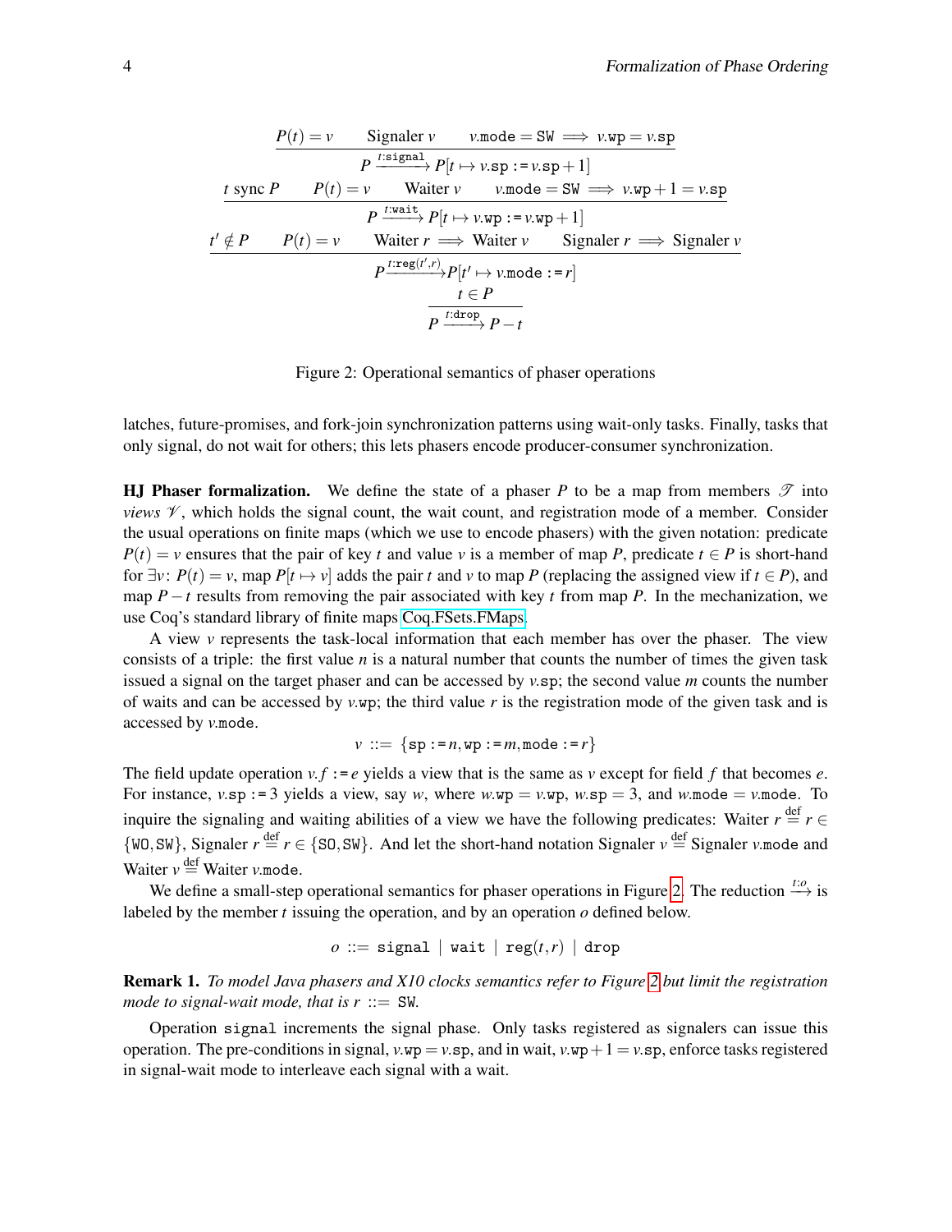$$\frac{P(t) = v \qquad \text{Signaler } v \qquad v.\mathtt{mode} = \mathtt{SW} \implies v.\mathtt{wp} = v.\mathtt{sp}}{P \xrightarrow{t:\mathtt{signal}} P[t \mapsto v.\mathtt{sp} := v.\mathtt{sp} + 1]}$$

$$\frac{t \text{ sync } P \qquad P(t) = v \qquad \text{Waiter } v \qquad v.\mathtt{mode} = \mathtt{SW} \implies v.\mathtt{wp} + 1 = v.\mathtt{sp}}{P \xrightarrow{t:\mathtt{wait}} P[t \mapsto v.\mathtt{wp} := v.\mathtt{wp} + 1]}$$

$$\frac{t' \notin P \qquad P(t) = v \qquad \text{Waiter } r \implies \text{Waiter } v \qquad \text{Signaler } r \implies \text{Signaler } v}{P \xrightarrow{t:\mathtt{reg}(t',r)} P[t' \mapsto v.\mathtt{mode} := r]}$$

$$\frac{t \in P}{P \xrightarrow{t:\mathtt{drop}} P - t}$$

Figure 2: Operational semantics of phaser operations

latches, future-promises, and fork-join synchronization patterns using wait-only tasks. Finally, tasks that only signal, do not wait for others; this lets phasers encode producer-consumer synchronization.

**HJ Phaser formalization.** We define the state of a phaser $P$ to be a map from members $\mathscr{T}$ into *views* $\mathscr{V}$, which holds the signal count, the wait count, and registration mode of a member. Consider the usual operations on finite maps (which we use to encode phasers) with the given notation: predicate $P(t) = v$ ensures that the pair of key $t$ and value $v$ is a member of map $P$, predicate $t \in P$ is short-hand for $\exists v\colon P(t) = v$, map $P[t \mapsto v]$ adds the pair $t$ and $v$ to map $P$ (replacing the assigned view if $t \in P$), and map $P - t$ results from removing the pair associated with key $t$ from map $P$. In the mechanization, we use Coq's standard library of finite maps Coq.FSets.FMaps.

A view $v$ represents the task-local information that each member has over the phaser. The view consists of a triple: the first value $n$ is a natural number that counts the number of times the given task issued a signal on the target phaser and can be accessed by $v.\mathtt{sp}$; the second value $m$ counts the number of waits and can be accessed by $v.\mathtt{wp}$; the third value $r$ is the registration mode of the given task and is accessed by $v.\mathtt{mode}$.

$$v \ ::= \ \{\mathtt{sp} := n, \mathtt{wp} := m, \mathtt{mode} := r\}$$

The field update operation $v.f := e$ yields a view that is the same as $v$ except for field $f$ that becomes $e$. For instance, $v.\mathtt{sp} := 3$ yields a view, say $w$, where $w.\mathtt{wp} = v.\mathtt{wp}$, $w.\mathtt{sp} = 3$, and $w.\mathtt{mode} = v.\mathtt{mode}$. To inquire the signaling and waiting abilities of a view we have the following predicates: Waiter $r \stackrel{\text{def}}{=} r \in \{\mathtt{WO}, \mathtt{SW}\}$, Signaler $r \stackrel{\text{def}}{=} r \in \{\mathtt{SO}, \mathtt{SW}\}$. And let the short-hand notation Signaler $v \stackrel{\text{def}}{=}$ Signaler $v.\mathtt{mode}$ and Waiter $v \stackrel{\text{def}}{=}$ Waiter $v.\mathtt{mode}$.

We define a small-step operational semantics for phaser operations in Figure 2. The reduction $\xrightarrow{t:o}$ is labeled by the member $t$ issuing the operation, and by an operation $o$ defined below.

$$o \ ::= \ \mathtt{signal} \ | \ \mathtt{wait} \ | \ \mathtt{reg}(t,r) \ | \ \mathtt{drop}$$

**Remark 1.** *To model Java phasers and X10 clocks semantics refer to Figure 2 but limit the registration mode to signal-wait mode, that is $r$ ::= SW.*

Operation signal increments the signal phase. Only tasks registered as signalers can issue this operation. The pre-conditions in signal, $v.\mathtt{wp} = v.\mathtt{sp}$, and in wait, $v.\mathtt{wp} + 1 = v.\mathtt{sp}$, enforce tasks registered in signal-wait mode to interleave each signal with a wait.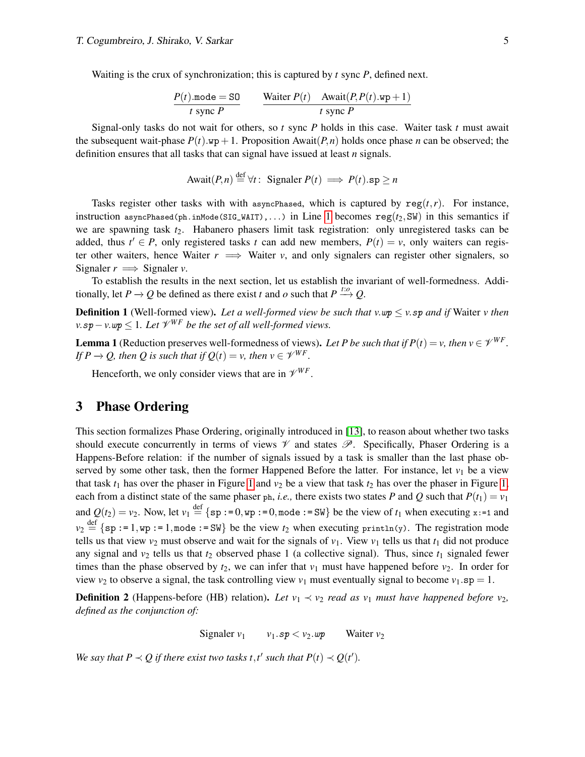Waiting is the crux of synchronization; this is captured by $t$ sync $P$, defined next.

$$\frac{P(t).\texttt{mode} = \texttt{SO}}{t \text{ sync } P} \qquad \frac{\text{Waiter } P(t) \quad \text{Await}(P, P(t).\texttt{wp}+1)}{t \text{ sync } P}$$

Signal-only tasks do not wait for others, so $t$ sync $P$ holds in this case. Waiter task $t$ must await the subsequent wait-phase $P(t).\texttt{wp}+1$. Proposition $\text{Await}(P,n)$ holds once phase $n$ can be observed; the definition ensures that all tasks that can signal have issued at least $n$ signals.

$$\text{Await}(P,n) \stackrel{\text{def}}{=} \forall t\colon \text{ Signaler } P(t) \implies P(t).\texttt{sp} \geq n$$

Tasks register other tasks with with `asyncPhased`, which is captured by $\texttt{reg}(t,r)$. For instance, instruction `asyncPhased(ph.inMode(SIG_WAIT),...)` in Line 1 becomes $\texttt{reg}(t_2, \texttt{SW})$ in this semantics if we are spawning task $t_2$. Habanero phasers limit task registration: only unregistered tasks can be added, thus $t' \in P$, only registered tasks $t$ can add new members, $P(t) = v$, only waiters can register other waiters, hence Waiter $r \implies$ Waiter $v$, and only signalers can register other signalers, so Signaler $r \implies$ Signaler $v$.

To establish the results in the next section, let us establish the invariant of well-formedness. Additionally, let $P \to Q$ be defined as there exist $t$ and $o$ such that $P \xrightarrow{t:o} Q$.

**Definition 1** (Well-formed view). *Let a well-formed view be such that $v.\mathtt{wp} \leq v.\mathtt{sp}$ and if* Waiter $v$ *then $v.\mathtt{sp} - v.\mathtt{wp} \leq 1$. Let $\mathscr{V}^{WF}$ be the set of all well-formed views.*

**Lemma 1** (Reduction preserves well-formedness of views). *Let $P$ be such that if $P(t) = v$, then $v \in \mathscr{V}^{WF}$. If $P \to Q$, then $Q$ is such that if $Q(t) = v$, then $v \in \mathscr{V}^{WF}$.*

Henceforth, we only consider views that are in $\mathscr{V}^{WF}$.

## 3 Phase Ordering

This section formalizes Phase Ordering, originally introduced in [13], to reason about whether two tasks should execute concurrently in terms of views $\mathscr{V}$ and states $\mathscr{P}$. Specifically, Phaser Ordering is a Happens-Before relation: if the number of signals issued by a task is smaller than the last phase observed by some other task, then the former Happened Before the latter. For instance, let $v_1$ be a view that task $t_1$ has over the phaser in Figure 1 and $v_2$ be a view that task $t_2$ has over the phaser in Figure 1, each from a distinct state of the same phaser `ph`, *i.e.,* there exists two states $P$ and $Q$ such that $P(t_1) = v_1$ and $Q(t_2) = v_2$. Now, let $v_1 \stackrel{\text{def}}{=} \{\texttt{sp} := 0, \texttt{wp} := 0, \texttt{mode} := \texttt{SW}\}$ be the view of $t_1$ when executing `x:=1` and $v_2 \stackrel{\text{def}}{=} \{\texttt{sp} := 1, \texttt{wp} := 1, \texttt{mode} := \texttt{SW}\}$ be the view $t_2$ when executing `println(y)`. The registration mode tells us that view $v_2$ must observe and wait for the signals of $v_1$. View $v_1$ tells us that $t_1$ did not produce any signal and $v_2$ tells us that $t_2$ observed phase 1 (a collective signal). Thus, since $t_1$ signaled fewer times than the phase observed by $t_2$, we can infer that $v_1$ must have happened before $v_2$. In order for view $v_2$ to observe a signal, the task controlling view $v_1$ must eventually signal to become $v_1.\texttt{sp} = 1$.

**Definition 2** (Happens-before (HB) relation). *Let $v_1 \prec v_2$ read as $v_1$ must have happened before $v_2$, defined as the conjunction of:*

$$\text{Signaler } v_1 \qquad v_1.\mathtt{sp} < v_2.\mathtt{wp} \qquad \text{Waiter } v_2$$

*We say that $P \prec Q$ if there exist two tasks $t, t'$ such that $P(t) \prec Q(t')$.*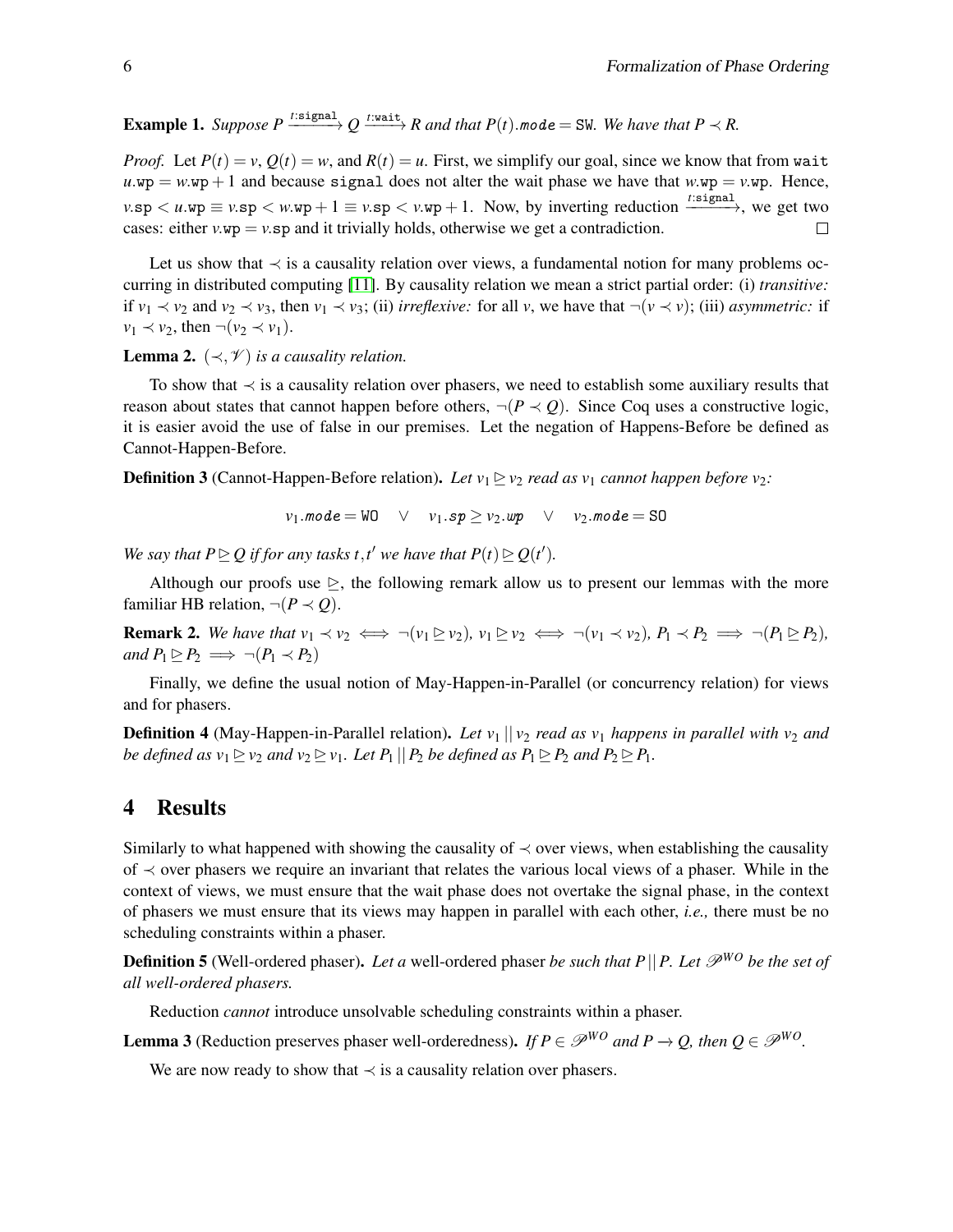**Example 1.** *Suppose* $P \xrightarrow{t:\texttt{signal}} Q \xrightarrow{t:\texttt{wait}} R$ *and that* $P(t).\mathit{mode} = \texttt{SW}$*. We have that* $P \prec R$*.*

*Proof.* Let $P(t) = v$, $Q(t) = w$, and $R(t) = u$. First, we simplify our goal, since we know that from `wait` $u.\texttt{wp} = w.\texttt{wp} + 1$ and because `signal` does not alter the wait phase we have that $w.\texttt{wp} = v.\texttt{wp}$. Hence, $v.\texttt{sp} < u.\texttt{wp} \equiv v.\texttt{sp} < w.\texttt{wp} + 1 \equiv v.\texttt{sp} < v.\texttt{wp} + 1$. Now, by inverting reduction $\xrightarrow{t:\texttt{signal}}$, we get two cases: either $v.\texttt{wp} = v.\texttt{sp}$ and it trivially holds, otherwise we get a contradiction. □

Let us show that $\prec$ is a causality relation over views, a fundamental notion for many problems occurring in distributed computing [11]. By causality relation we mean a strict partial order: (i) *transitive:* if $v_1 \prec v_2$ and $v_2 \prec v_3$, then $v_1 \prec v_3$; (ii) *irreflexive:* for all $v$, we have that $\neg(v \prec v)$; (iii) *asymmetric:* if $v_1 \prec v_2$, then $\neg(v_2 \prec v_1)$.

**Lemma 2.** $(\prec, \mathscr{V})$ *is a causality relation.*

To show that $\prec$ is a causality relation over phasers, we need to establish some auxiliary results that reason about states that cannot happen before others, $\neg(P \prec Q)$. Since Coq uses a constructive logic, it is easier avoid the use of false in our premises. Let the negation of Happens-Before be defined as Cannot-Happen-Before.

**Definition 3** (Cannot-Happen-Before relation)**.** *Let* $v_1 \trianglerighteq v_2$ *read as* $v_1$ *cannot happen before* $v_2$*:*

$$v_1.\mathit{mode} = \texttt{WO} \quad \vee \quad v_1.\mathit{sp} \geq v_2.\mathit{wp} \quad \vee \quad v_2.\mathit{mode} = \texttt{SO}$$

*We say that* $P \trianglerighteq Q$ *if for any tasks* $t, t'$ *we have that* $P(t) \trianglerighteq Q(t')$*.*

Although our proofs use $\trianglerighteq$, the following remark allow us to present our lemmas with the more familiar HB relation, $\neg(P \prec Q)$.

**Remark 2.** *We have that* $v_1 \prec v_2 \iff \neg(v_1 \trianglerighteq v_2)$*,* $v_1 \trianglerighteq v_2 \iff \neg(v_1 \prec v_2)$*,* $P_1 \prec P_2 \implies \neg(P_1 \trianglerighteq P_2)$*, and* $P_1 \trianglerighteq P_2 \implies \neg(P_1 \prec P_2)$

Finally, we define the usual notion of May-Happen-in-Parallel (or concurrency relation) for views and for phasers.

**Definition 4** (May-Happen-in-Parallel relation)**.** *Let* $v_1 \,||\, v_2$ *read as* $v_1$ *happens in parallel with* $v_2$ *and be defined as* $v_1 \trianglerighteq v_2$ *and* $v_2 \trianglerighteq v_1$*. Let* $P_1 \,||\, P_2$ *be defined as* $P_1 \trianglerighteq P_2$ *and* $P_2 \trianglerighteq P_1$*.*

# 4 Results

Similarly to what happened with showing the causality of $\prec$ over views, when establishing the causality of $\prec$ over phasers we require an invariant that relates the various local views of a phaser. While in the context of views, we must ensure that the wait phase does not overtake the signal phase, in the context of phasers we must ensure that its views may happen in parallel with each other, *i.e.,* there must be no scheduling constraints within a phaser.

**Definition 5** (Well-ordered phaser)**.** *Let a* well-ordered phaser *be such that* $P \,||\, P$*. Let* $\mathscr{P}^{WO}$ *be the set of all well-ordered phasers.*

Reduction *cannot* introduce unsolvable scheduling constraints within a phaser.

**Lemma 3** (Reduction preserves phaser well-orderedness)**.** *If* $P \in \mathscr{P}^{WO}$ *and* $P \to Q$*, then* $Q \in \mathscr{P}^{WO}$*.*

We are now ready to show that $\prec$ is a causality relation over phasers.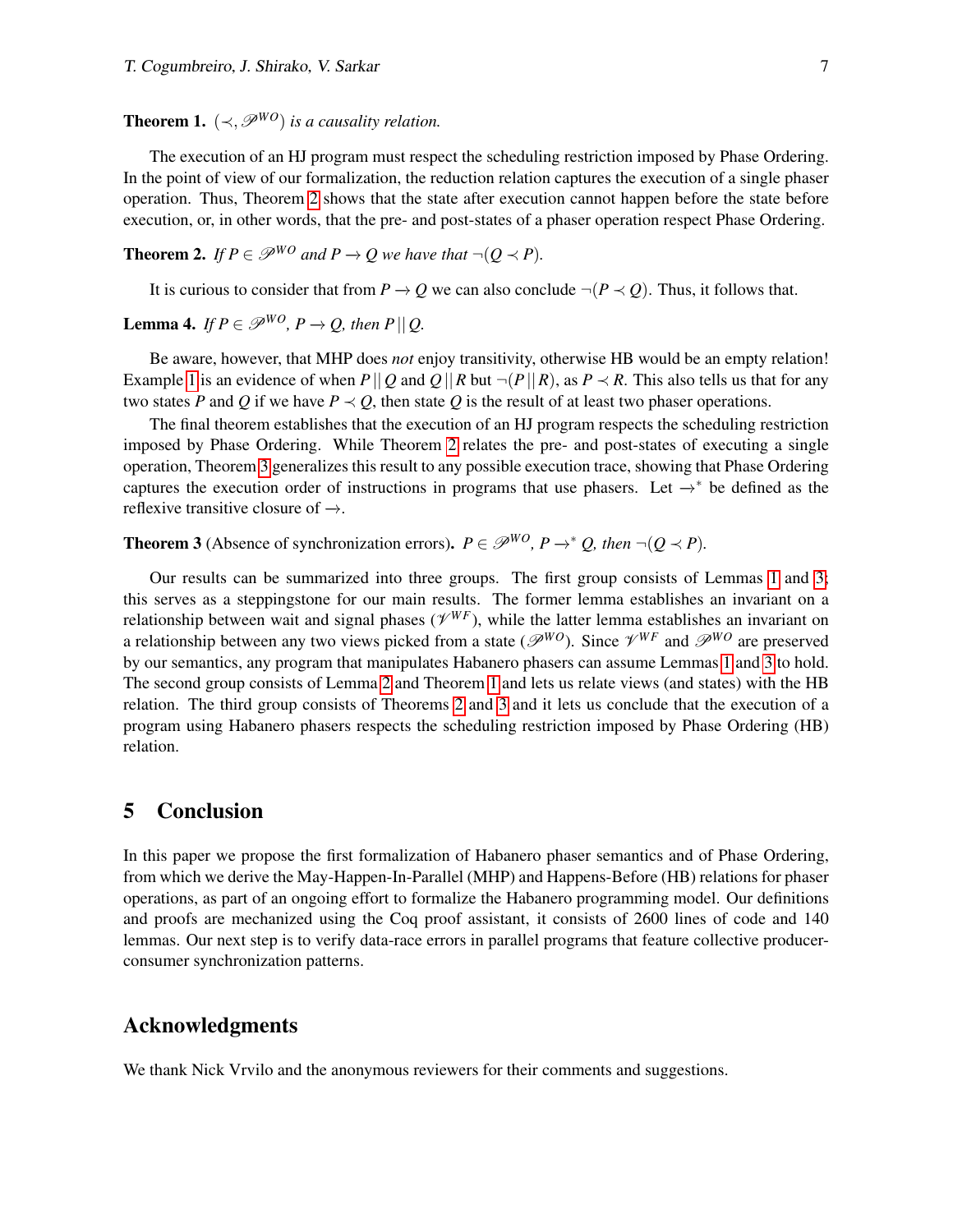**Theorem 1.** *$(\prec, \mathscr{P}^{WO})$ is a causality relation.*

The execution of an HJ program must respect the scheduling restriction imposed by Phase Ordering. In the point of view of our formalization, the reduction relation captures the execution of a single phaser operation. Thus, Theorem 2 shows that the state after execution cannot happen before the state before execution, or, in other words, that the pre- and post-states of a phaser operation respect Phase Ordering.

**Theorem 2.** *If $P \in \mathscr{P}^{WO}$ and $P \to Q$ we have that $\neg(Q \prec P)$.*

It is curious to consider that from $P \to Q$ we can also conclude $\neg(P \prec Q)$. Thus, it follows that.

**Lemma 4.** *If $P \in \mathscr{P}^{WO}$, $P \to Q$, then $P \,||\, Q$.*

Be aware, however, that MHP does *not* enjoy transitivity, otherwise HB would be an empty relation! Example 1 is an evidence of when $P \,||\, Q$ and $Q \,||\, R$ but $\neg(P \,||\, R)$, as $P \prec R$. This also tells us that for any two states $P$ and $Q$ if we have $P \prec Q$, then state $Q$ is the result of at least two phaser operations.

The final theorem establishes that the execution of an HJ program respects the scheduling restriction imposed by Phase Ordering. While Theorem 2 relates the pre- and post-states of executing a single operation, Theorem 3 generalizes this result to any possible execution trace, showing that Phase Ordering captures the execution order of instructions in programs that use phasers. Let $\to^*$ be defined as the reflexive transitive closure of $\to$.

**Theorem 3** (Absence of synchronization errors)**.** *$P \in \mathscr{P}^{WO}$, $P \to^* Q$, then $\neg(Q \prec P)$.*

Our results can be summarized into three groups. The first group consists of Lemmas 1 and 3; this serves as a steppingstone for our main results. The former lemma establishes an invariant on a relationship between wait and signal phases ($\mathscr{V}^{WF}$), while the latter lemma establishes an invariant on a relationship between any two views picked from a state ($\mathscr{P}^{WO}$). Since $\mathscr{V}^{WF}$ and $\mathscr{P}^{WO}$ are preserved by our semantics, any program that manipulates Habanero phasers can assume Lemmas 1 and 3 to hold. The second group consists of Lemma 2 and Theorem 1 and lets us relate views (and states) with the HB relation. The third group consists of Theorems 2 and 3 and it lets us conclude that the execution of a program using Habanero phasers respects the scheduling restriction imposed by Phase Ordering (HB) relation.

## 5 Conclusion

In this paper we propose the first formalization of Habanero phaser semantics and of Phase Ordering, from which we derive the May-Happen-In-Parallel (MHP) and Happens-Before (HB) relations for phaser operations, as part of an ongoing effort to formalize the Habanero programming model. Our definitions and proofs are mechanized using the Coq proof assistant, it consists of 2600 lines of code and 140 lemmas. Our next step is to verify data-race errors in parallel programs that feature collective producer-consumer synchronization patterns.

## Acknowledgments

We thank Nick Vrvilo and the anonymous reviewers for their comments and suggestions.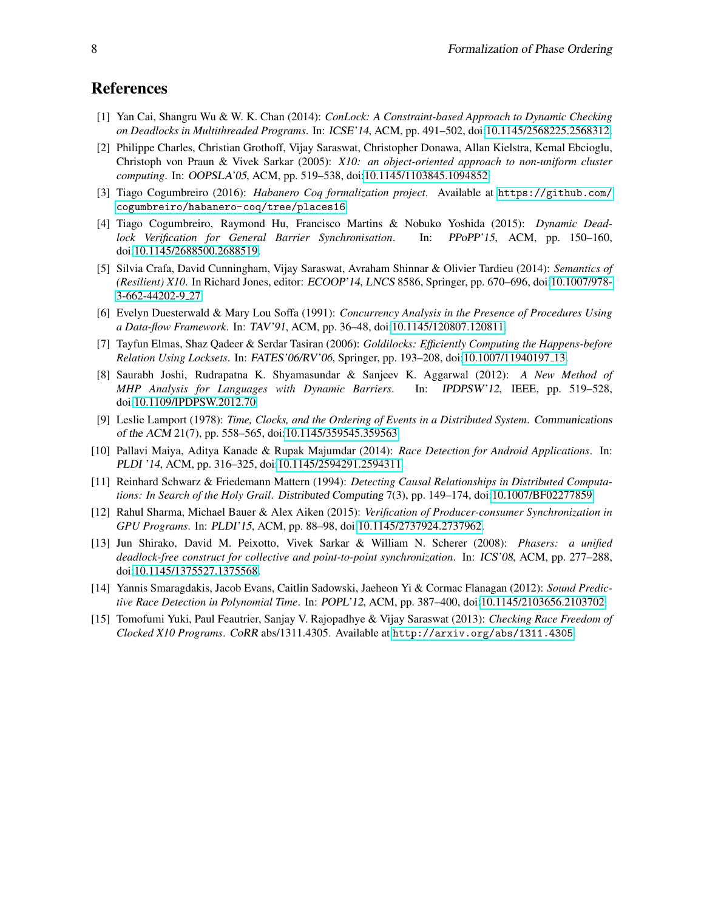## References

[1] Yan Cai, Shangru Wu & W. K. Chan (2014): *ConLock: A Constraint-based Approach to Dynamic Checking on Deadlocks in Multithreaded Programs*. In: *ICSE'14*, ACM, pp. 491–502, doi:10.1145/2568225.2568312.

[2] Philippe Charles, Christian Grothoff, Vijay Saraswat, Christopher Donawa, Allan Kielstra, Kemal Ebcioglu, Christoph von Praun & Vivek Sarkar (2005): *X10: an object-oriented approach to non-uniform cluster computing*. In: *OOPSLA'05*, ACM, pp. 519–538, doi:10.1145/1103845.1094852.

[3] Tiago Cogumbreiro (2016): *Habanero Coq formalization project*. Available at `https://github.com/cogumbreiro/habanero-coq/tree/places16`.

[4] Tiago Cogumbreiro, Raymond Hu, Francisco Martins & Nobuko Yoshida (2015): *Dynamic Deadlock Verification for General Barrier Synchronisation*. In: *PPoPP'15*, ACM, pp. 150–160, doi:10.1145/2688500.2688519.

[5] Silvia Crafa, David Cunningham, Vijay Saraswat, Avraham Shinnar & Olivier Tardieu (2014): *Semantics of (Resilient) X10*. In Richard Jones, editor: *ECOOP'14*, *LNCS* 8586, Springer, pp. 670–696, doi:10.1007/978-3-662-44202-9_27.

[6] Evelyn Duesterwald & Mary Lou Soffa (1991): *Concurrency Analysis in the Presence of Procedures Using a Data-flow Framework*. In: *TAV'91*, ACM, pp. 36–48, doi:10.1145/120807.120811.

[7] Tayfun Elmas, Shaz Qadeer & Serdar Tasiran (2006): *Goldilocks: Efficiently Computing the Happens-before Relation Using Locksets*. In: *FATES'06/RV'06*, Springer, pp. 193–208, doi:10.1007/11940197_13.

[8] Saurabh Joshi, Rudrapatna K. Shyamasundar & Sanjeev K. Aggarwal (2012): *A New Method of MHP Analysis for Languages with Dynamic Barriers*. In: *IPDPSW'12*, IEEE, pp. 519–528, doi:10.1109/IPDPSW.2012.70.

[9] Leslie Lamport (1978): *Time, Clocks, and the Ordering of Events in a Distributed System*. Communications of the ACM 21(7), pp. 558–565, doi:10.1145/359545.359563.

[10] Pallavi Maiya, Aditya Kanade & Rupak Majumdar (2014): *Race Detection for Android Applications*. In: *PLDI '14*, ACM, pp. 316–325, doi:10.1145/2594291.2594311.

[11] Reinhard Schwarz & Friedemann Mattern (1994): *Detecting Causal Relationships in Distributed Computations: In Search of the Holy Grail*. Distributed Computing 7(3), pp. 149–174, doi:10.1007/BF02277859.

[12] Rahul Sharma, Michael Bauer & Alex Aiken (2015): *Verification of Producer-consumer Synchronization in GPU Programs*. In: *PLDI'15*, ACM, pp. 88–98, doi:10.1145/2737924.2737962.

[13] Jun Shirako, David M. Peixotto, Vivek Sarkar & William N. Scherer (2008): *Phasers: a unified deadlock-free construct for collective and point-to-point synchronization*. In: *ICS'08*, ACM, pp. 277–288, doi:10.1145/1375527.1375568.

[14] Yannis Smaragdakis, Jacob Evans, Caitlin Sadowski, Jaeheon Yi & Cormac Flanagan (2012): *Sound Predictive Race Detection in Polynomial Time*. In: *POPL'12*, ACM, pp. 387–400, doi:10.1145/2103656.2103702.

[15] Tomofumi Yuki, Paul Feautrier, Sanjay V. Rajopadhye & Vijay Saraswat (2013): *Checking Race Freedom of Clocked X10 Programs*. *CoRR* abs/1311.4305. Available at `http://arxiv.org/abs/1311.4305`.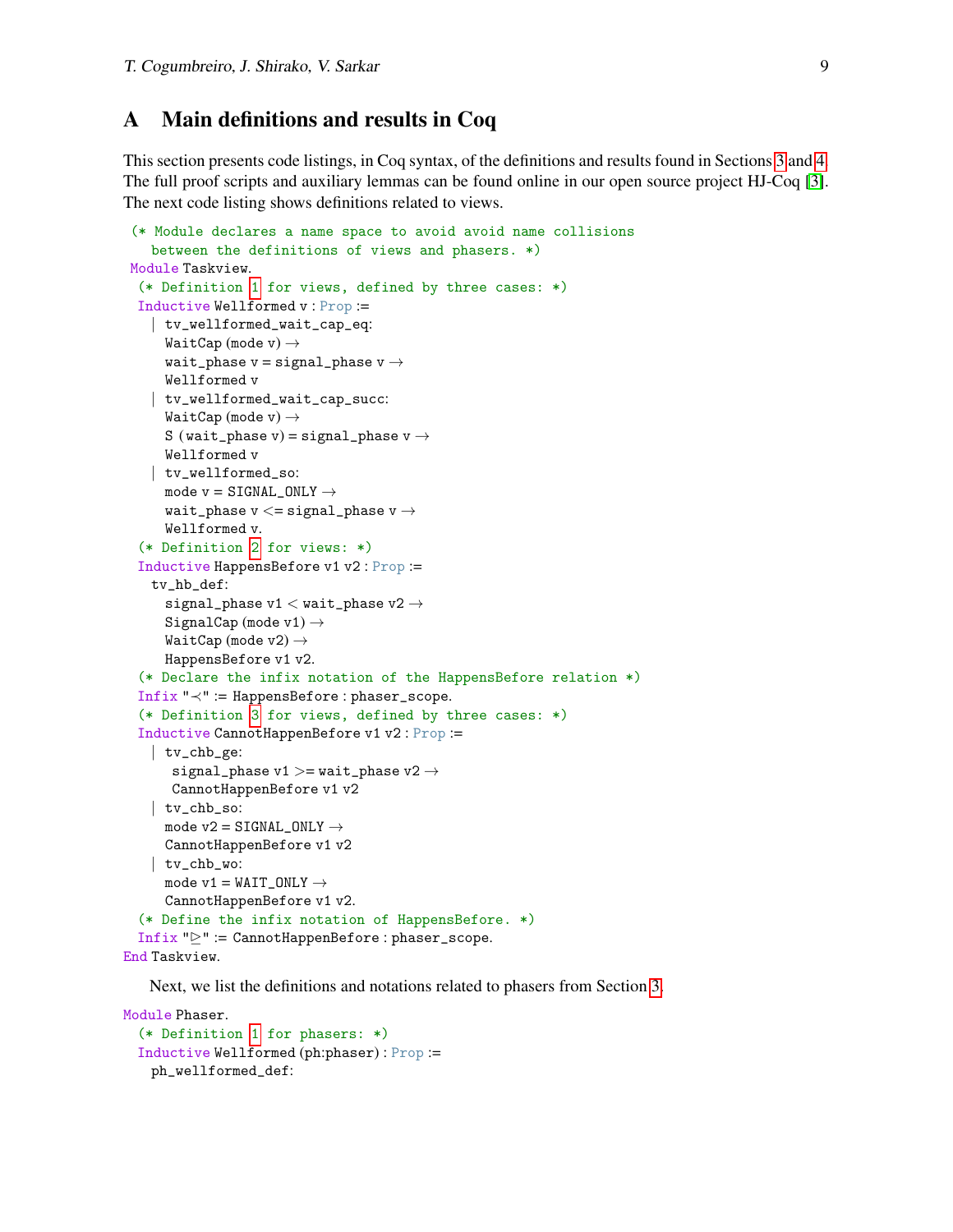## A Main definitions and results in Coq

This section presents code listings, in Coq syntax, of the definitions and results found in Sections 3 and 4. The full proof scripts and auxiliary lemmas can be found online in our open source project HJ-Coq [3]. The next code listing shows definitions related to views.

```
(* Module declares a name space to avoid avoid name collisions
   between the definitions of views and phasers. *)
Module Taskview.
  (* Definition 1 for views, defined by three cases: *)
  Inductive Wellformed v : Prop :=
    | tv_wellformed_wait_cap_eq:
      WaitCap (mode v) →
      wait_phase v = signal_phase v →
      Wellformed v
    | tv_wellformed_wait_cap_succ:
      WaitCap (mode v) →
      S (wait_phase v) = signal_phase v →
      Wellformed v
    | tv_wellformed_so:
      mode v = SIGNAL_ONLY →
      wait_phase v <= signal_phase v →
      Wellformed v.
  (* Definition 2 for views: *)
  Inductive HappensBefore v1 v2 : Prop :=
    tv_hb_def:
      signal_phase v1 < wait_phase v2 →
      SignalCap (mode v1) →
      WaitCap (mode v2) →
      HappensBefore v1 v2.
  (* Declare the infix notation of the HappensBefore relation *)
  Infix "≺" := HappensBefore : phaser_scope.
  (* Definition 3 for views, defined by three cases: *)
  Inductive CannotHappenBefore v1 v2 : Prop :=
    | tv_chb_ge:
       signal_phase v1 >= wait_phase v2 →
       CannotHappenBefore v1 v2
    | tv_chb_so:
      mode v2 = SIGNAL_ONLY →
      CannotHappenBefore v1 v2
    | tv_chb_wo:
      mode v1 = WAIT_ONLY →
      CannotHappenBefore v1 v2.
  (* Define the infix notation of HappensBefore. *)
  Infix "⊵" := CannotHappenBefore : phaser_scope.
End Taskview.
```

Next, we list the definitions and notations related to phasers from Section 3.

```
Module Phaser.
  (* Definition 1 for phasers: *)
  Inductive Wellformed (ph:phaser) : Prop :=
    ph_wellformed_def:
```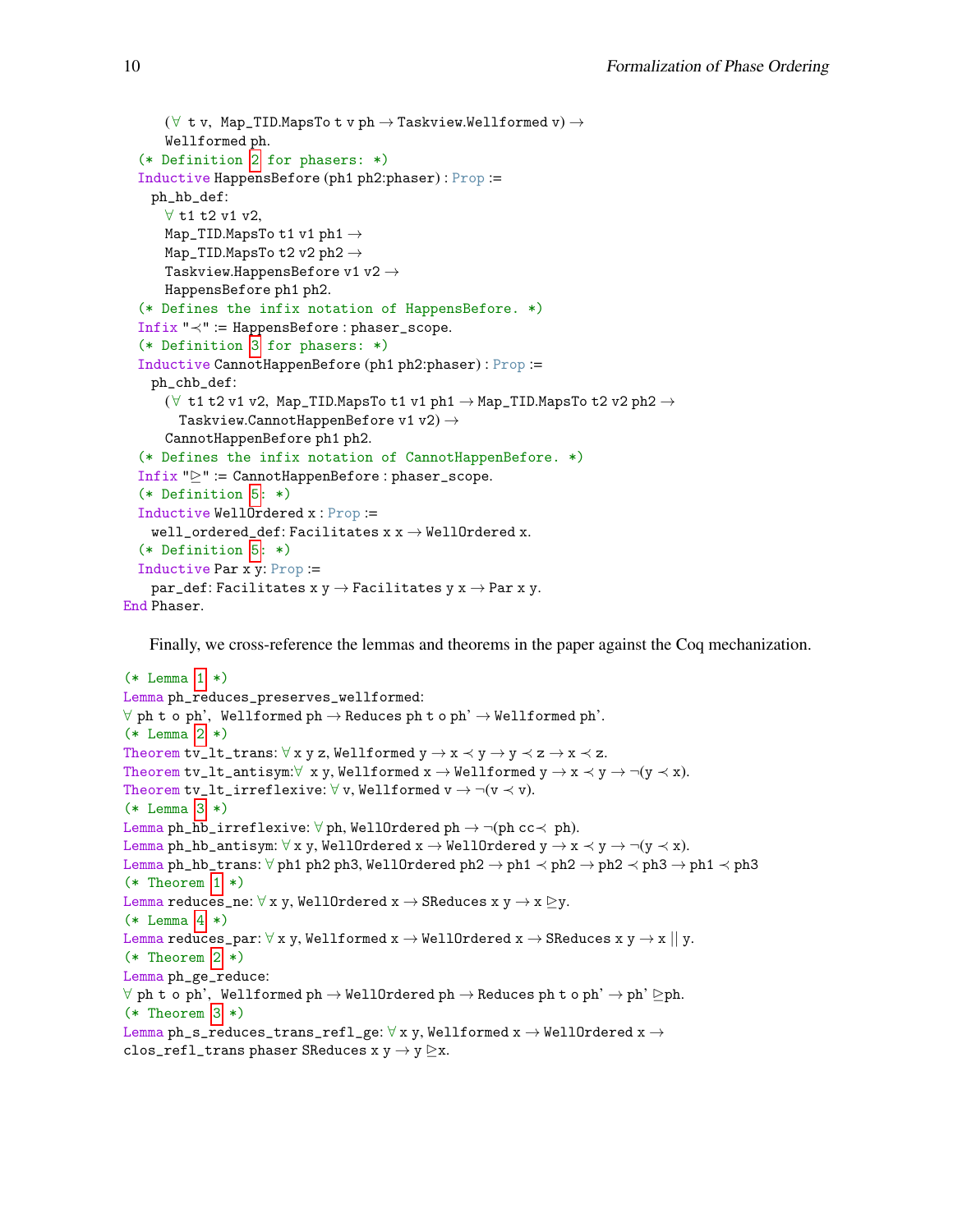```
    (∀ t v, Map_TID.MapsTo t v ph → Taskview.Wellformed v) →
    Wellformed ph.
  (* Definition 2 for phasers: *)
  Inductive HappensBefore (ph1 ph2:phaser) : Prop :=
    ph_hb_def:
      ∀ t1 t2 v1 v2,
      Map_TID.MapsTo t1 v1 ph1 →
      Map_TID.MapsTo t2 v2 ph2 →
      Taskview.HappensBefore v1 v2 →
      HappensBefore ph1 ph2.
  (* Defines the infix notation of HappensBefore. *)
  Infix "≺" := HappensBefore : phaser_scope.
  (* Definition 3 for phasers: *)
  Inductive CannotHappenBefore (ph1 ph2:phaser) : Prop :=
    ph_chb_def:
      (∀ t1 t2 v1 v2, Map_TID.MapsTo t1 v1 ph1 → Map_TID.MapsTo t2 v2 ph2 →
        Taskview.CannotHappenBefore v1 v2) →
      CannotHappenBefore ph1 ph2.
  (* Defines the infix notation of CannotHappenBefore. *)
  Infix "⊵" := CannotHappenBefore : phaser_scope.
  (* Definition 5: *)
  Inductive WellOrdered x : Prop :=
    well_ordered_def: Facilitates x x → WellOrdered x.
  (* Definition 5: *)
  Inductive Par x y: Prop :=
    par_def: Facilitates x y → Facilitates y x → Par x y.
End Phaser.
```

Finally, we cross-reference the lemmas and theorems in the paper against the Coq mechanization.

```
(* Lemma 1 *)
Lemma ph_reduces_preserves_wellformed:
∀ ph t o ph', Wellformed ph → Reduces ph t o ph' → Wellformed ph'.
(* Lemma 2 *)
Theorem tv_lt_trans: ∀ x y z, Wellformed y → x ≺ y → y ≺ z → x ≺ z.
Theorem tv_lt_antisym:∀ x y, Wellformed x → Wellformed y → x ≺ y → ¬(y ≺ x).
Theorem tv_lt_irreflexive: ∀ v, Wellformed v → ¬(v ≺ v).
(* Lemma 3 *)
Lemma ph_hb_irreflexive: ∀ ph, WellOrdered ph → ¬(ph cc≺ ph).
Lemma ph_hb_antisym: ∀ x y, WellOrdered x → WellOrdered y → x ≺ y → ¬(y ≺ x).
Lemma ph_hb_trans: ∀ ph1 ph2 ph3, WellOrdered ph2 → ph1 ≺ ph2 → ph2 ≺ ph3 → ph1 ≺ ph3
(* Theorem 1 *)
Lemma reduces_ne: ∀ x y, WellOrdered x → SReduces x y → x ⊵y.
(* Lemma 4 *)
Lemma reduces_par: ∀ x y, Wellformed x → WellOrdered x → SReduces x y → x || y.
(* Theorem 2 *)
Lemma ph_ge_reduce:
∀ ph t o ph', Wellformed ph → WellOrdered ph → Reduces ph t o ph' → ph' ⊵ph.
(* Theorem 3 *)
Lemma ph_s_reduces_trans_refl_ge: ∀ x y, Wellformed x → WellOrdered x →
clos_refl_trans phaser SReduces x y → y ⊵x.
```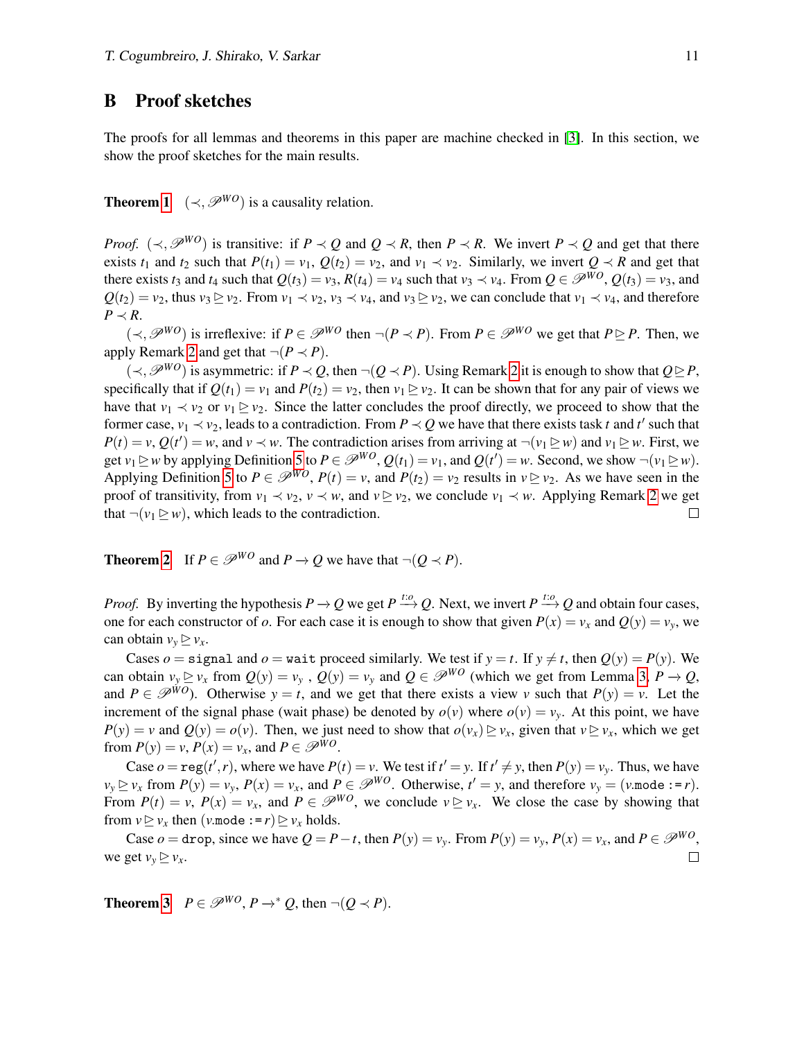## B Proof sketches

The proofs for all lemmas and theorems in this paper are machine checked in [3]. In this section, we show the proof sketches for the main results.

**Theorem 1** $(\prec, \mathscr{P}^{WO})$ is a causality relation.

*Proof.* $(\prec, \mathscr{P}^{WO})$ is transitive: if $P \prec Q$ and $Q \prec R$, then $P \prec R$. We invert $P \prec Q$ and get that there exists $t_1$ and $t_2$ such that $P(t_1) = v_1$, $Q(t_2) = v_2$, and $v_1 \prec v_2$. Similarly, we invert $Q \prec R$ and get that there exists $t_3$ and $t_4$ such that $Q(t_3) = v_3$, $R(t_4) = v_4$ such that $v_3 \prec v_4$. From $Q \in \mathscr{P}^{WO}$, $Q(t_3) = v_3$, and $Q(t_2) = v_2$, thus $v_3 \trianglerighteq v_2$. From $v_1 \prec v_2$, $v_3 \prec v_4$, and $v_3 \trianglerighteq v_2$, we can conclude that $v_1 \prec v_4$, and therefore $P \prec R$.

$(\prec, \mathscr{P}^{WO})$ is irreflexive: if $P \in \mathscr{P}^{WO}$ then $\neg(P \prec P)$. From $P \in \mathscr{P}^{WO}$ we get that $P \trianglerighteq P$. Then, we apply Remark 2 and get that $\neg(P \prec P)$.

$(\prec, \mathscr{P}^{WO})$ is asymmetric: if $P \prec Q$, then $\neg(Q \prec P)$. Using Remark 2 it is enough to show that $Q \trianglerighteq P$, specifically that if $Q(t_1) = v_1$ and $P(t_2) = v_2$, then $v_1 \trianglerighteq v_2$. It can be shown that for any pair of views we have that $v_1 \prec v_2$ or $v_1 \trianglerighteq v_2$. Since the latter concludes the proof directly, we proceed to show that the former case, $v_1 \prec v_2$, leads to a contradiction. From $P \prec Q$ we have that there exists task $t$ and $t'$ such that $P(t) = v$, $Q(t') = w$, and $v \prec w$. The contradiction arises from arriving at $\neg(v_1 \trianglerighteq w)$ and $v_1 \trianglerighteq w$. First, we get $v_1 \trianglerighteq w$ by applying Definition 5 to $P \in \mathscr{P}^{WO}$, $Q(t_1) = v_1$, and $Q(t') = w$. Second, we show $\neg(v_1 \trianglerighteq w)$. Applying Definition 5 to $P \in \mathscr{P}^{WO}$, $P(t) = v$, and $P(t_2) = v_2$ results in $v \trianglerighteq v_2$. As we have seen in the proof of transitivity, from $v_1 \prec v_2$, $v \prec w$, and $v \trianglerighteq v_2$, we conclude $v_1 \prec w$. Applying Remark 2 we get that $\neg(v_1 \trianglerighteq w)$, which leads to the contradiction. ◻

**Theorem 2** If $P \in \mathscr{P}^{WO}$ and $P \rightarrow Q$ we have that $\neg(Q \prec P)$.

*Proof.* By inverting the hypothesis $P \rightarrow Q$ we get $P \xrightarrow{t:o} Q$. Next, we invert $P \xrightarrow{t:o} Q$ and obtain four cases, one for each constructor of $o$. For each case it is enough to show that given $P(x) = v_x$ and $Q(y) = v_y$, we can obtain $v_y \trianglerighteq v_x$.

Cases $o = \texttt{signal}$ and $o = \texttt{wait}$ proceed similarly. We test if $y = t$. If $y \neq t$, then $Q(y) = P(y)$. We can obtain $v_y \trianglerighteq v_x$ from $Q(y) = v_y$ , $Q(y) = v_y$ and $Q \in \mathscr{P}^{WO}$ (which we get from Lemma 3, $P \rightarrow Q$, and $P \in \mathscr{P}^{WO}$). Otherwise $y = t$, and we get that there exists a view $v$ such that $P(y) = v$. Let the increment of the signal phase (wait phase) be denoted by $o(v)$ where $o(v) = v_y$. At this point, we have $P(y) = v$ and $Q(y) = o(v)$. Then, we just need to show that $o(v_x) \trianglerighteq v_x$, given that $v \trianglerighteq v_x$, which we get from $P(y) = v$, $P(x) = v_x$, and $P \in \mathscr{P}^{WO}$.

Case $o = \texttt{reg}(t', r)$, where we have $P(t) = v$. We test if $t' = y$. If $t' \neq y$, then $P(y) = v_y$. Thus, we have $v_y \trianglerighteq v_x$ from $P(y) = v_y$, $P(x) = v_x$, and $P \in \mathscr{P}^{WO}$. Otherwise, $t' = y$, and therefore $v_y = (v.\texttt{mode} := r)$. From $P(t) = v$, $P(x) = v_x$, and $P \in \mathscr{P}^{WO}$, we conclude $v \trianglerighteq v_x$. We close the case by showing that from $v \trianglerighteq v_x$ then $(v.\texttt{mode} := r) \trianglerighteq v_x$ holds.

Case $o = \texttt{drop}$, since we have $Q = P - t$, then $P(y) = v_y$. From $P(y) = v_y$, $P(x) = v_x$, and $P \in \mathscr{P}^{WO}$, we get $v_y \trianglerighteq v_x$. ◻

**Theorem 3** $P \in \mathscr{P}^{WO}$, $P \rightarrow^{*} Q$, then $\neg(Q \prec P)$.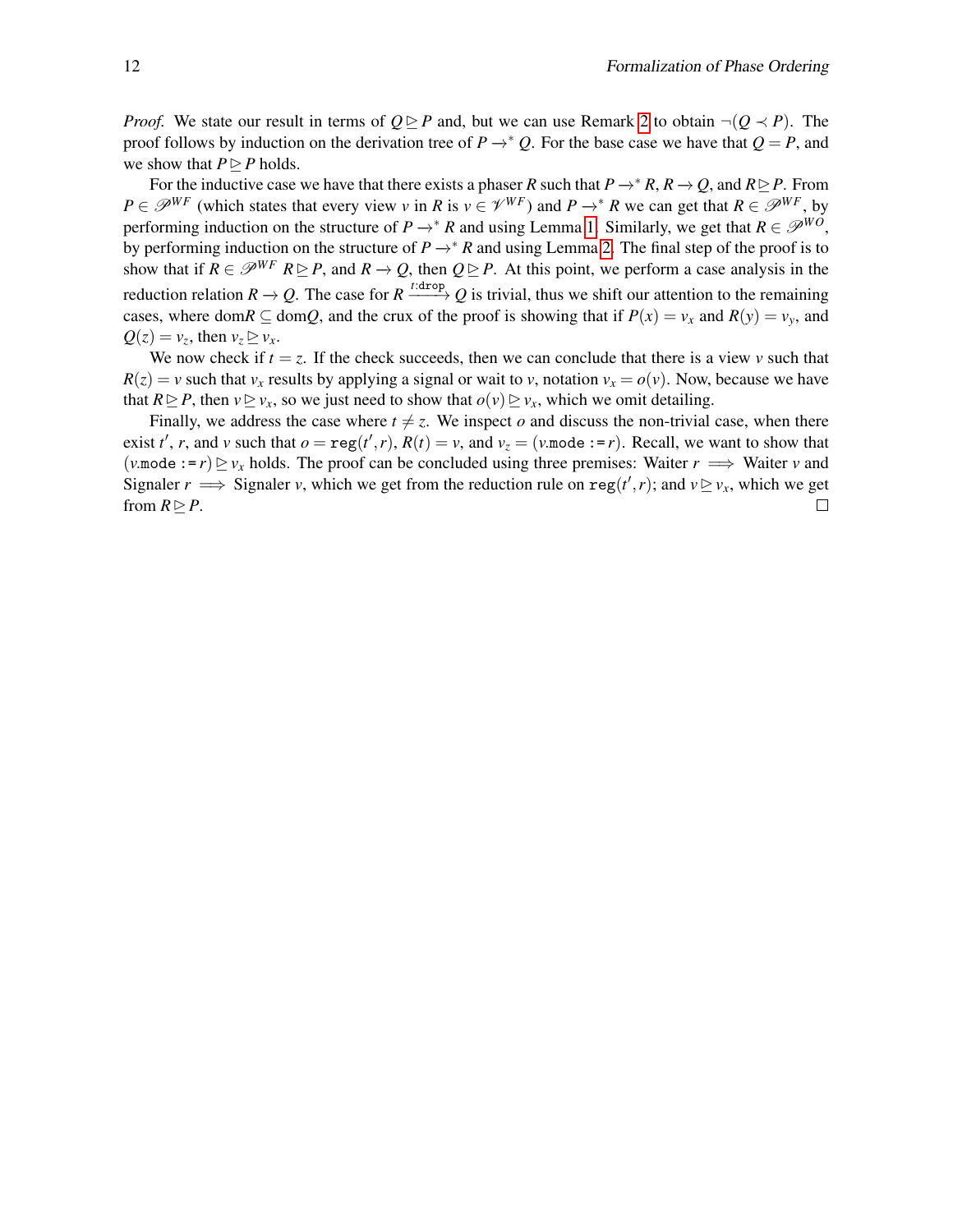*Proof.* We state our result in terms of $Q \trianglerighteq P$ and, but we can use Remark 2 to obtain $\neg(Q \prec P)$. The proof follows by induction on the derivation tree of $P \rightarrow^* Q$. For the base case we have that $Q = P$, and we show that $P \trianglerighteq P$ holds.

For the inductive case we have that there exists a phaser $R$ such that $P \rightarrow^* R$, $R \rightarrow Q$, and $R \trianglerighteq P$. From $P \in \mathscr{P}^{WF}$ (which states that every view $v$ in $R$ is $v \in \mathscr{V}^{WF}$) and $P \rightarrow^* R$ we can get that $R \in \mathscr{P}^{WF}$, by performing induction on the structure of $P \rightarrow^* R$ and using Lemma 1. Similarly, we get that $R \in \mathscr{P}^{WO}$, by performing induction on the structure of $P \rightarrow^* R$ and using Lemma 2. The final step of the proof is to show that if $R \in \mathscr{P}^{WF}$ $R \trianglerighteq P$, and $R \rightarrow Q$, then $Q \trianglerighteq P$. At this point, we perform a case analysis in the reduction relation $R \rightarrow Q$. The case for $R \xrightarrow{t:\mathtt{drop}} Q$ is trivial, thus we shift our attention to the remaining cases, where $\mathrm{dom} R \subseteq \mathrm{dom} Q$, and the crux of the proof is showing that if $P(x) = v_x$ and $R(y) = v_y$, and $Q(z) = v_z$, then $v_z \trianglerighteq v_x$.

We now check if $t = z$. If the check succeeds, then we can conclude that there is a view $v$ such that $R(z) = v$ such that $v_x$ results by applying a signal or wait to $v$, notation $v_x = o(v)$. Now, because we have that $R \trianglerighteq P$, then $v \trianglerighteq v_x$, so we just need to show that $o(v) \trianglerighteq v_x$, which we omit detailing.

Finally, we address the case where $t \neq z$. We inspect $o$ and discuss the non-trivial case, when there exist $t'$, $r$, and $v$ such that $o = \mathtt{reg}(t', r)$, $R(t) = v$, and $v_z = (v.\mathtt{mode} := r)$. Recall, we want to show that $(v.\mathtt{mode} := r) \trianglerighteq v_x$ holds. The proof can be concluded using three premises: Waiter $r \implies$ Waiter $v$ and Signaler $r \implies$ Signaler $v$, which we get from the reduction rule on $\mathtt{reg}(t', r)$; and $v \trianglerighteq v_x$, which we get from $R \trianglerighteq P$. $\square$